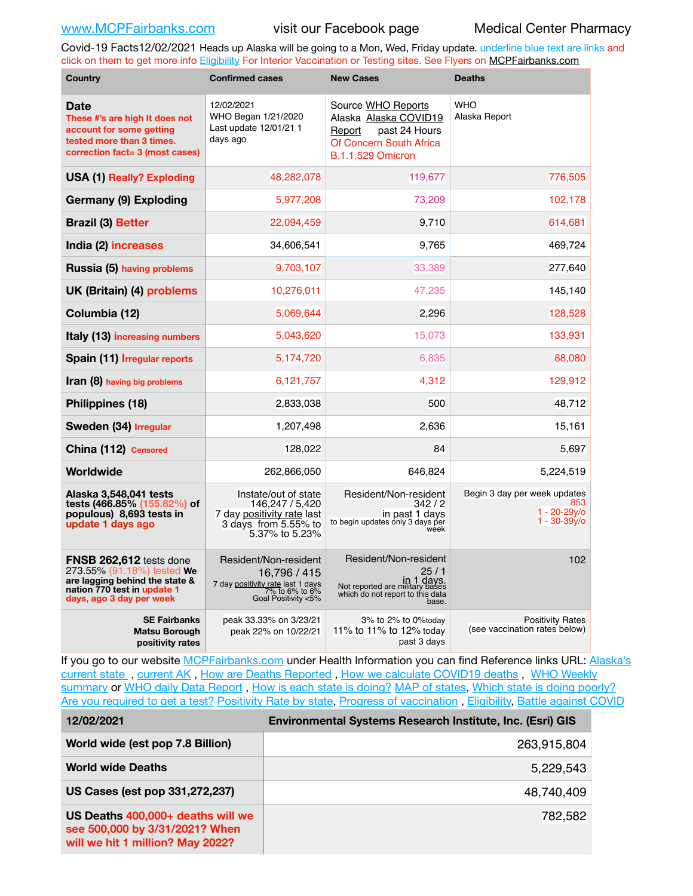www.MCPFairbanks.com visit our Facebook page Medical Center Pharmacy

Covid-19 Facts12/02/2021 Heads up Alaska will be going to a Mon, Wed, Friday update. underline blue text are links and click on them to get more info Eligibility For Interior Vaccination or Testing sites. See Flyers on MCPFairbanks.com

| Country | Confirmed cases | New Cases | Deaths |
|---|---|---|---|
| **Date** These #'s are high It does not account for some getting tested more than 3 times. correction fact= 3 (most cases) | 12/02/2021 WHO Began 1/21/2020 Last update 12/01/21 1 days ago | Source WHO Reports Alaska Alaska COVID19 Report past 24 Hours Of Concern South Africa B.1.1.529 Omicron | WHO Alaska Report |
| **USA (1)** Really? Exploding | 48,282,078 | 119,677 | 776,505 |
| **Germany (9) Exploding** | 5,977,208 | 73,209 | 102,178 |
| **Brazil (3)** Better | 22,094,459 | 9,710 | 614,681 |
| **India (2)** increases | 34,606,541 | 9,765 | 469,724 |
| **Russia (5)** having problems | 9,703,107 | 33,389 | 277,640 |
| **UK (Britain) (4)** problems | 10,276,011 | 47,235 | 145,140 |
| **Columbia (12)** | 5,069,644 | 2,296 | 128,528 |
| **Italy (13)** increasing numbers | 5,043,620 | 15,073 | 133,931 |
| **Spain (11)** Irregular reports | 5,174,720 | 6,835 | 88,080 |
| **Iran (8)** having big problems | 6,121,757 | 4,312 | 129,912 |
| **Philippines (18)** | 2,833,038 | 500 | 48,712 |
| **Sweden (34)** Irregular | 1,207,498 | 2,636 | 15,161 |
| **China (112)** Censored | 128,022 | 84 | 5,697 |
| **Worldwide** | 262,866,050 | 646,824 | 5,224,519 |
| **Alaska 3,548,041 tests tests (466.85% (155.62%) of populous) 8,693 tests in update 1 days ago** | Instate/out of state 146,247 / 5,420 7 day positivity rate last 3 days from 5.55% to 5.37% to 5.23% | Resident/Non-resident 342 / 2 in past 1 days to begin updates only 3 days per week | Begin 3 day per week updates 853 1 - 20-29y/o 1 - 30-39y/o |
| **FNSB 262,612** tests done 273.55% (91.18%) tested **We are lagging behind the state & nation 770 test in update 1 days, ago 3 day per week** | Resident/Non-resident 16,796 / 415 7 day positivity rate last 1 days 7% to 6% to 6% Goal Positivity <5% | Resident/Non-resident 25 / 1 in 1 days. Not reported are military bases which do not report to this data base. | 102 |
| **SE Fairbanks Matsu Borough positivity rates** | peak 33.33% on 3/23/21 peak 22% on 10/22/21 | 3% to 2% to 0%today 11% to 11% to 12% today past 3 days | Positivity Rates (see vaccination rates below) |

If you go to our website MCPFairbanks.com under Health Information you can find Reference links URL: Alaska's current state , current AK , How are Deaths Reported , How we calculate COVID19 deaths , WHO Weekly summary or WHO daily Data Report , How is each state is doing? MAP of states, Which state is doing poorly? Are you required to get a test? Positivity Rate by state, Progress of vaccination , Eligibility, Battle against COVID

| 12/02/2021 | Environmental Systems Research Institute, Inc. (Esri) GIS |
|---|---|
| **World wide (est pop 7.8 Billion)** | 263,915,804 |
| **World wide Deaths** | 5,229,543 |
| **US Cases (est pop 331,272,237)** | 48,740,409 |
| **US Deaths** 400,000+ deaths will we see 500,000 by 3/31/2021? When will we hit 1 million? May 2022? | 782,582 |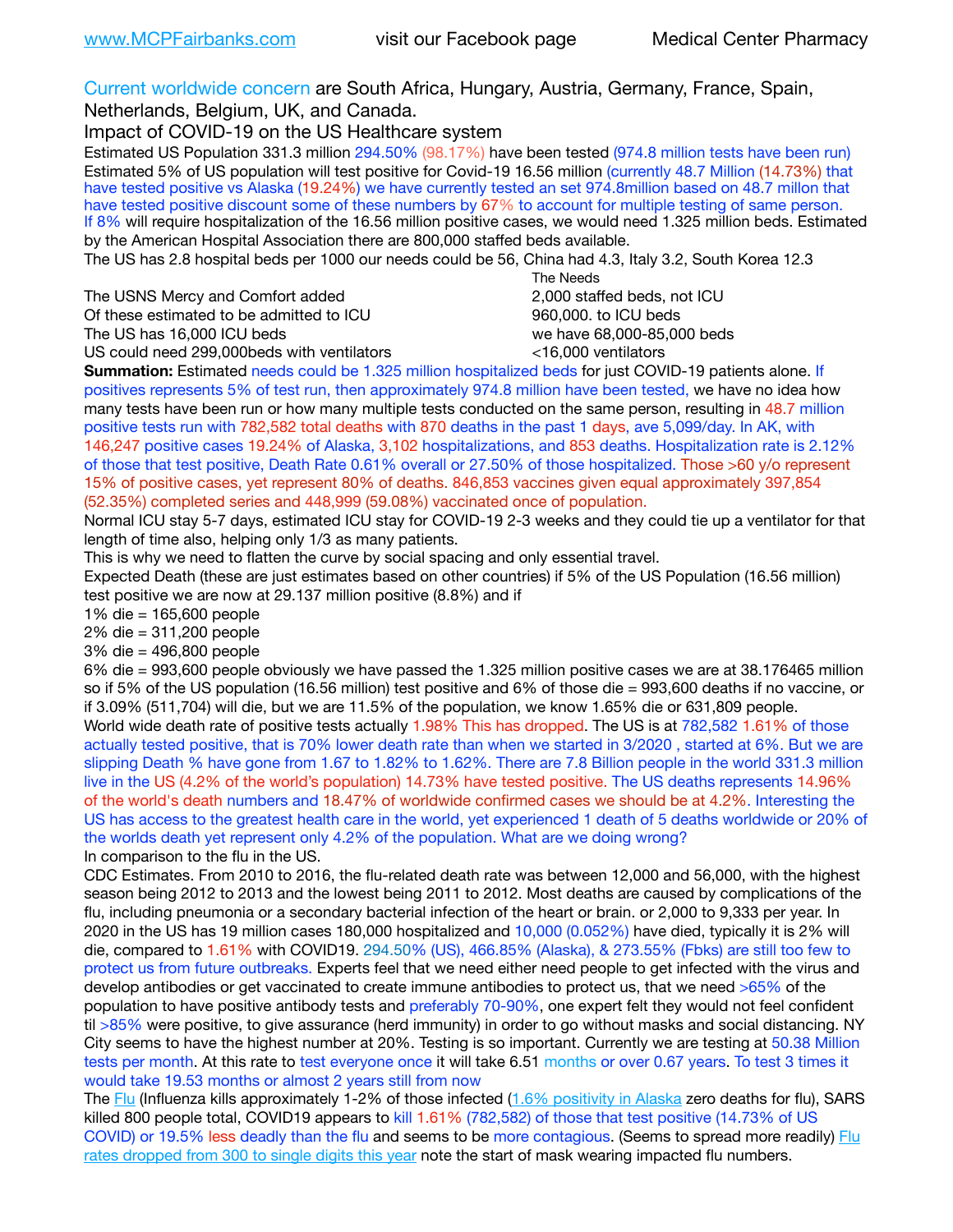www.MCPFairbanks.com visit our Facebook page Medical Center Pharmacy

Current worldwide concern are South Africa, Hungary, Austria, Germany, France, Spain, Netherlands, Belgium, UK, and Canada.

Impact of COVID-19 on the US Healthcare system

Estimated US Population 331.3 million 294.50% (98.17%) have been tested (974.8 million tests have been run)
Estimated 5% of US population will test positive for Covid-19 16.56 million (currently 48.7 Million (14.73%) that have tested positive vs Alaska (19.24%) we have currently tested an set 974.8million based on 48.7 millon that have tested positive discount some of these numbers by 67% to account for multiple testing of same person.
If 8% will require hospitalization of the 16.56 million positive cases, we would need 1.325 million beds. Estimated by the American Hospital Association there are 800,000 staffed beds available.
The US has 2.8 hospital beds per 1000 our needs could be 56, China had 4.3, Italy 3.2, South Korea 12.3

| | The Needs |
|---|---|
| The USNS Mercy and Comfort added | 2,000 staffed beds, not ICU |
| Of these estimated to be admitted to ICU | 960,000. to ICU beds |
| The US has 16,000 ICU beds | we have 68,000-85,000 beds |
| US could need 299,000beds with ventilators | <16,000 ventilators |

**Summation:** Estimated needs could be 1.325 million hospitalized beds for just COVID-19 patients alone. If positives represents 5% of test run, then approximately 974.8 million have been tested, we have no idea how many tests have been run or how many multiple tests conducted on the same person, resulting in 48.7 million positive tests run with 782,582 total deaths with 870 deaths in the past 1 days, ave 5,099/day. In AK, with 146,247 positive cases 19.24% of Alaska, 3,102 hospitalizations, and 853 deaths. Hospitalization rate is 2.12% of those that test positive, Death Rate 0.61% overall or 27.50% of those hospitalized. Those >60 y/o represent 15% of positive cases, yet represent 80% of deaths. 846,853 vaccines given equal approximately 397,854 (52.35%) completed series and 448,999 (59.08%) vaccinated once of population.
Normal ICU stay 5-7 days, estimated ICU stay for COVID-19 2-3 weeks and they could tie up a ventilator for that length of time also, helping only 1/3 as many patients.
This is why we need to flatten the curve by social spacing and only essential travel.
Expected Death (these are just estimates based on other countries) if 5% of the US Population (16.56 million) test positive we are now at 29.137 million positive (8.8%) and if
1% die = 165,600 people
2% die = 311,200 people
3% die = 496,800 people
6% die = 993,600 people obviously we have passed the 1.325 million positive cases we are at 38.176465 million so if 5% of the US population (16.56 million) test positive and 6% of those die = 993,600 deaths if no vaccine, or if 3.09% (511,704) will die, but we are 11.5% of the population, we know 1.65% die or 631,809 people.
World wide death rate of positive tests actually 1.98% This has dropped. The US is at 782,582 1.61% of those actually tested positive, that is 70% lower death rate than when we started in 3/2020 , started at 6%. But we are slipping Death % have gone from 1.67 to 1.82% to 1.62%. There are 7.8 Billion people in the world 331.3 million live in the US (4.2% of the world's population) 14.73% have tested positive. The US deaths represents 14.96% of the world's death numbers and 18.47% of worldwide confirmed cases we should be at 4.2%. Interesting the US has access to the greatest health care in the world, yet experienced 1 death of 5 deaths worldwide or 20% of the worlds death yet represent only 4.2% of the population. What are we doing wrong?
In comparison to the flu in the US.
CDC Estimates. From 2010 to 2016, the flu-related death rate was between 12,000 and 56,000, with the highest season being 2012 to 2013 and the lowest being 2011 to 2012. Most deaths are caused by complications of the flu, including pneumonia or a secondary bacterial infection of the heart or brain. or 2,000 to 9,333 per year. In 2020 in the US has 19 million cases 180,000 hospitalized and 10,000 (0.052%) have died, typically it is 2% will die, compared to 1.61% with COVID19. 294.50% (US), 466.85% (Alaska), & 273.55% (Fbks) are still too few to protect us from future outbreaks. Experts feel that we need either need people to get infected with the virus and develop antibodies or get vaccinated to create immune antibodies to protect us, that we need >65% of the population to have positive antibody tests and preferably 70-90%, one expert felt they would not feel confident til >85% were positive, to give assurance (herd immunity) in order to go without masks and social distancing. NY City seems to have the highest number at 20%. Testing is so important. Currently we are testing at 50.38 Million tests per month. At this rate to test everyone once it will take 6.51 months or over 0.67 years. To test 3 times it would take 19.53 months or almost 2 years still from now
The Flu (Influenza kills approximately 1-2% of those infected (1.6% positivity in Alaska zero deaths for flu), SARS killed 800 people total, COVID19 appears to kill 1.61% (782,582) of those that test positive (14.73% of US COVID) or 19.5% less deadly than the flu and seems to be more contagious. (Seems to spread more readily) Flu rates dropped from 300 to single digits this year note the start of mask wearing impacted flu numbers.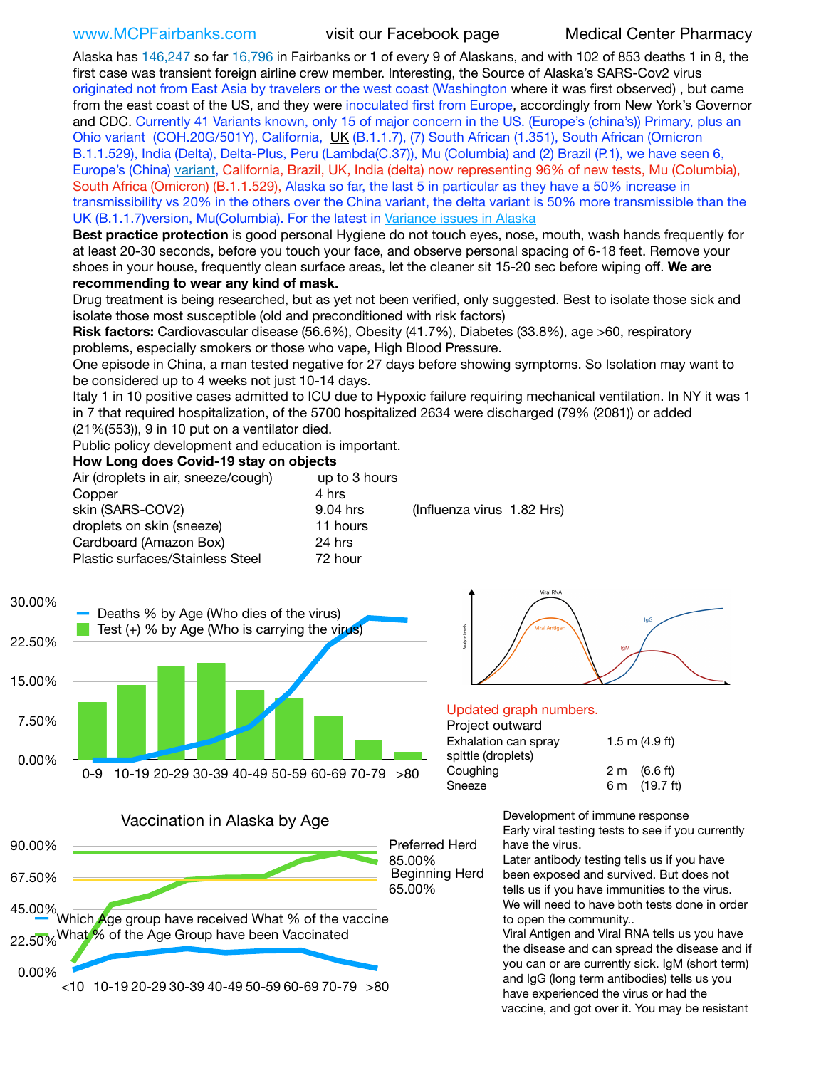www.MCPFairbanks.com visit our Facebook page Medical Center Pharmacy

Alaska has 146,247 so far 16,796 in Fairbanks or 1 of every 9 of Alaskans, and with 102 of 853 deaths 1 in 8, the first case was transient foreign airline crew member. Interesting, the Source of Alaska's SARS-Cov2 virus originated not from East Asia by travelers or the west coast (Washington where it was first observed) , but came from the east coast of the US, and they were inoculated first from Europe, accordingly from New York's Governor and CDC. Currently 41 Variants known, only 15 of major concern in the US. (Europe's (china's)) Primary, plus an Ohio variant (COH.20G/501Y), California, UK (B.1.1.7), (7) South African (1.351), South African (Omicron B.1.1.529), India (Delta), Delta-Plus, Peru (Lambda(C.37)), Mu (Columbia) and (2) Brazil (P.1), we have seen 6, Europe's (China) variant, California, Brazil, UK, India (delta) now representing 96% of new tests, Mu (Columbia), South Africa (Omicron) (B.1.1.529), Alaska so far, the last 5 in particular as they have a 50% increase in transmissibility vs 20% in the others over the China variant, the delta variant is 50% more transmissible than the UK (B.1.1.7)version, Mu(Columbia). For the latest in Variance issues in Alaska

**Best practice protection** is good personal Hygiene do not touch eyes, nose, mouth, wash hands frequently for at least 20-30 seconds, before you touch your face, and observe personal spacing of 6-18 feet. Remove your shoes in your house, frequently clean surface areas, let the cleaner sit 15-20 sec before wiping off. **We are recommending to wear any kind of mask.**

Drug treatment is being researched, but as yet not been verified, only suggested. Best to isolate those sick and isolate those most susceptible (old and preconditioned with risk factors)

**Risk factors:** Cardiovascular disease (56.6%), Obesity (41.7%), Diabetes (33.8%), age >60, respiratory problems, especially smokers or those who vape, High Blood Pressure.

One episode in China, a man tested negative for 27 days before showing symptoms. So Isolation may want to be considered up to 4 weeks not just 10-14 days.

Italy 1 in 10 positive cases admitted to ICU due to Hypoxic failure requiring mechanical ventilation. In NY it was 1 in 7 that required hospitalization, of the 5700 hospitalized 2634 were discharged (79% (2081)) or added (21%(553)), 9 in 10 put on a ventilator died.

Public policy development and education is important.

**How Long does Covid-19 stay on objects**

| | | |
|---|---|---|
| Air (droplets in air, sneeze/cough) | up to 3 hours | |
| Copper | 4 hrs | |
| skin (SARS-COV2) | 9.04 hrs | (Influenza virus 1.82 Hrs) |
| droplets on skin (sneeze) | 11 hours | |
| Cardboard (Amazon Box) | 24 hrs | |
| Plastic surfaces/Stainless Steel | 72 hour | |

Updated graph numbers.

Project outward

| | |
|---|---|
| Exhalation can spray spittle (droplets) | 1.5 m (4.9 ft) |
| Coughing | 2 m (6.6 ft) |
| Sneeze | 6 m (19.7 ft) |

Development of immune response

Early viral testing tests to see if you currently have the virus.

Later antibody testing tells us if you have been exposed and survived. But does not tells us if you have immunities to the virus. We will need to have both tests done in order to open the community..

Viral Antigen and Viral RNA tells us you have the disease and can spread the disease and if you can or are currently sick. IgM (short term) and IgG (long term antibodies) tells us you have experienced the virus or had the vaccine, and got over it. You may be resistant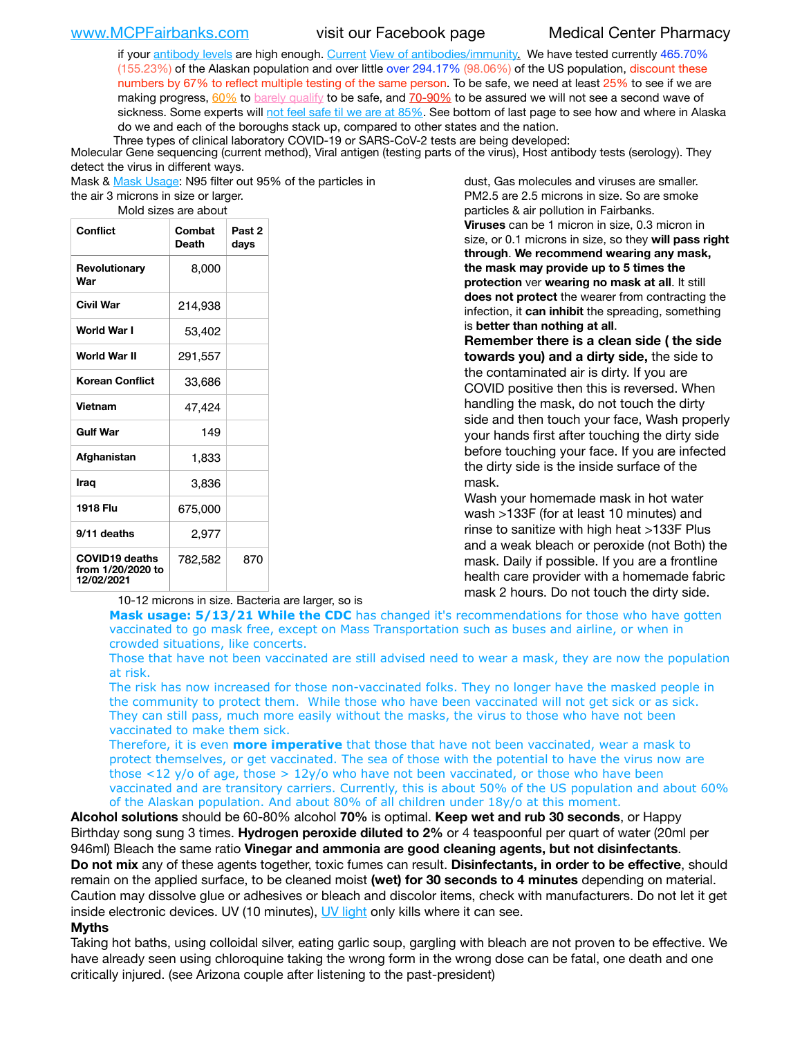if your antibody levels are high enough. Current View of antibodies/immunity. We have tested currently 465.70% (155.23%) of the Alaskan population and over little over 294.17% (98.06%) of the US population, discount these numbers by 67% to reflect multiple testing of the same person. To be safe, we need at least 25% to see if we are making progress, 60% to barely qualify to be safe, and 70-90% to be assured we will not see a second wave of sickness. Some experts will not feel safe til we are at 85%. See bottom of last page to see how and where in Alaska do we and each of the boroughs stack up, compared to other states and the nation.

Three types of clinical laboratory COVID-19 or SARS-CoV-2 tests are being developed:
Molecular Gene sequencing (current method), Viral antigen (testing parts of the virus), Host antibody tests (serology). They detect the virus in different ways.

Mask & Mask Usage: N95 filter out 95% of the particles in the air 3 microns in size or larger. Mold sizes are about 10-12 microns in size. Bacteria are larger, so is dust, Gas molecules and viruses are smaller. PM2.5 are 2.5 microns in size. So are smoke particles & air pollution in Fairbanks.

| Conflict | Combat Death | Past 2 days |
|---|---|---|
| Revolutionary War | 8,000 | |
| Civil War | 214,938 | |
| World War I | 53,402 | |
| World War II | 291,557 | |
| Korean Conflict | 33,686 | |
| Vietnam | 47,424 | |
| Gulf War | 149 | |
| Afghanistan | 1,833 | |
| Iraq | 3,836 | |
| 1918 Flu | 675,000 | |
| 9/11 deaths | 2,977 | |
| COVID19 deaths from 1/20/2020 to 12/02/2021 | 782,582 | 870 |

**Viruses** can be 1 micron in size, 0.3 micron in size, or 0.1 microns in size, so they **will pass right through**. **We recommend wearing any mask, the mask may provide up to 5 times the protection** ver **wearing no mask at all**. It still **does not protect** the wearer from contracting the infection, it **can inhibit** the spreading, something is **better than nothing at all**.

**Remember there is a clean side ( the side towards you) and a dirty side,** the side to the contaminated air is dirty. If you are COVID positive then this is reversed. When handling the mask, do not touch the dirty side and then touch your face, Wash properly your hands first after touching the dirty side before touching your face. If you are infected the dirty side is the inside surface of the mask.

Wash your homemade mask in hot water wash >133F (for at least 10 minutes) and rinse to sanitize with high heat >133F Plus and a weak bleach or peroxide (not Both) the mask. Daily if possible. If you are a frontline health care provider with a homemade fabric mask 2 hours. Do not touch the dirty side.

**Mask usage: 5/13/21 While the CDC** has changed it's recommendations for those who have gotten vaccinated to go mask free, except on Mass Transportation such as buses and airline, or when in crowded situations, like concerts.

Those that have not been vaccinated are still advised need to wear a mask, they are now the population at risk.

The risk has now increased for those non-vaccinated folks. They no longer have the masked people in the community to protect them. While those who have been vaccinated will not get sick or as sick. They can still pass, much more easily without the masks, the virus to those who have not been vaccinated to make them sick.

Therefore, it is even **more imperative** that those that have not been vaccinated, wear a mask to protect themselves, or get vaccinated. The sea of those with the potential to have the virus now are those <12 y/o of age, those > 12y/o who have not been vaccinated, or those who have been vaccinated and are transitory carriers. Currently, this is about 50% of the US population and about 60% of the Alaskan population. And about 80% of all children under 18y/o at this moment.

**Alcohol solutions** should be 60-80% alcohol **70%** is optimal. **Keep wet and rub 30 seconds**, or Happy Birthday song sung 3 times. **Hydrogen peroxide diluted to 2%** or 4 teaspoonful per quart of water (20ml per 946ml) Bleach the same ratio **Vinegar and ammonia are good cleaning agents, but not disinfectants**.

**Do not mix** any of these agents together, toxic fumes can result. **Disinfectants, in order to be effective**, should remain on the applied surface, to be cleaned moist **(wet) for 30 seconds to 4 minutes** depending on material. Caution may dissolve glue or adhesives or bleach and discolor items, check with manufacturers. Do not let it get inside electronic devices. UV (10 minutes), UV light only kills where it can see.

**Myths**

Taking hot baths, using colloidal silver, eating garlic soup, gargling with bleach are not proven to be effective. We have already seen using chloroquine taking the wrong form in the wrong dose can be fatal, one death and one critically injured. (see Arizona couple after listening to the past-president)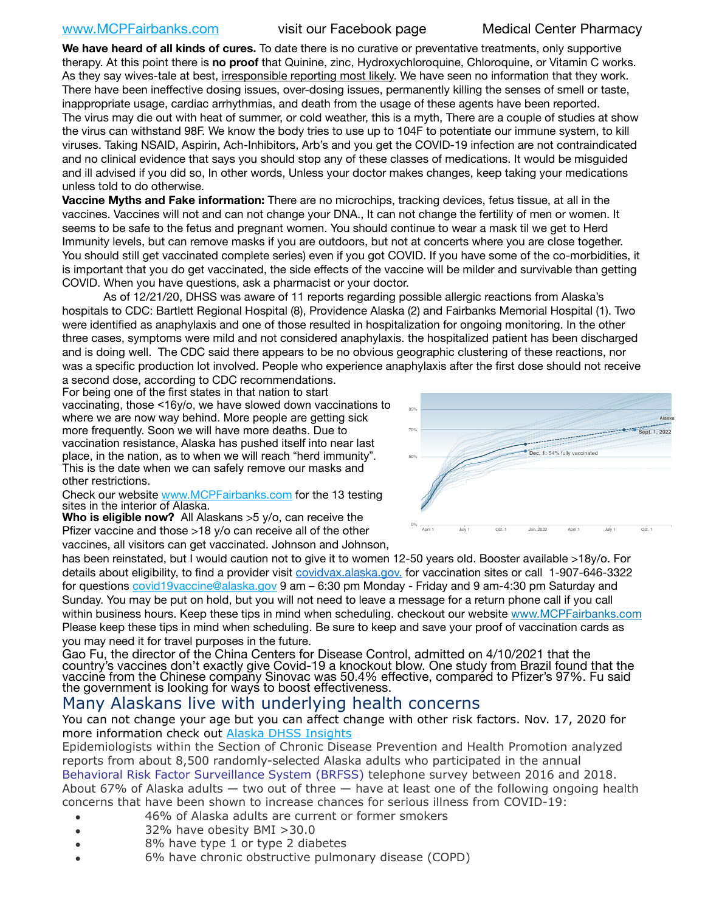www.MCPFairbanks.com visit our Facebook page Medical Center Pharmacy

**We have heard of all kinds of cures.** To date there is no curative or preventative treatments, only supportive therapy. At this point there is **no proof** that Quinine, zinc, Hydroxychloroquine, Chloroquine, or Vitamin C works. As they say wives-tale at best, irresponsible reporting most likely. We have seen no information that they work. There have been ineffective dosing issues, over-dosing issues, permanently killing the senses of smell or taste, inappropriate usage, cardiac arrhythmias, and death from the usage of these agents have been reported. The virus may die out with heat of summer, or cold weather, this is a myth, There are a couple of studies at show the virus can withstand 98F. We know the body tries to use up to 104F to potentiate our immune system, to kill viruses. Taking NSAID, Aspirin, Ach-Inhibitors, Arb's and you get the COVID-19 infection are not contraindicated and no clinical evidence that says you should stop any of these classes of medications. It would be misguided and ill advised if you did so, In other words, Unless your doctor makes changes, keep taking your medications unless told to do otherwise.

**Vaccine Myths and Fake information:** There are no microchips, tracking devices, fetus tissue, at all in the vaccines. Vaccines will not and can not change your DNA., It can not change the fertility of men or women. It seems to be safe to the fetus and pregnant women. You should continue to wear a mask til we get to Herd Immunity levels, but can remove masks if you are outdoors, but not at concerts where you are close together. You should still get vaccinated complete series) even if you got COVID. If you have some of the co-morbidities, it is important that you do get vaccinated, the side effects of the vaccine will be milder and survivable than getting COVID. When you have questions, ask a pharmacist or your doctor.

As of 12/21/20, DHSS was aware of 11 reports regarding possible allergic reactions from Alaska's hospitals to CDC: Bartlett Regional Hospital (8), Providence Alaska (2) and Fairbanks Memorial Hospital (1). Two were identified as anaphylaxis and one of those resulted in hospitalization for ongoing monitoring. In the other three cases, symptoms were mild and not considered anaphylaxis. the hospitalized patient has been discharged and is doing well. The CDC said there appears to be no obvious geographic clustering of these reactions, nor was a specific production lot involved. People who experience anaphylaxis after the first dose should not receive a second dose, according to CDC recommendations.

For being one of the first states in that nation to start vaccinating, those <16y/o, we have slowed down vaccinations to where we are now way behind. More people are getting sick more frequently. Soon we will have more deaths. Due to vaccination resistance, Alaska has pushed itself into near last place, in the nation, as to when we will reach "herd immunity". This is the date when we can safely remove our masks and other restrictions.

Check our website www.MCPFairbanks.com for the 13 testing sites in the interior of Alaska.

**Who is eligible now?** All Alaskans >5 y/o, can receive the Pfizer vaccine and those >18 y/o can receive all of the other vaccines, all visitors can get vaccinated. Johnson and Johnson, has been reinstated, but I would caution not to give it to women 12-50 years old. Booster available >18y/o. For details about eligibility, to find a provider visit covidvax.alaska.gov. for vaccination sites or call 1-907-646-3322 for questions covid19vaccine@alaska.gov 9 am – 6:30 pm Monday - Friday and 9 am-4:30 pm Saturday and Sunday. You may be put on hold, but you will not need to leave a message for a return phone call if you call within business hours. Keep these tips in mind when scheduling. checkout our website www.MCPFairbanks.com Please keep these tips in mind when scheduling. Be sure to keep and save your proof of vaccination cards as you may need it for travel purposes in the future.

Gao Fu, the director of the China Centers for Disease Control, admitted on 4/10/2021 that the country's vaccines don't exactly give Covid-19 a knockout blow. One study from Brazil found that the vaccine from the Chinese company Sinovac was 50.4% effective, compared to Pfizer's 97%. Fu said the government is looking for ways to boost effectiveness.

## Many Alaskans live with underlying health concerns

You can not change your age but you can affect change with other risk factors. Nov. 17, 2020 for more information check out Alaska DHSS Insights

Epidemiologists within the Section of Chronic Disease Prevention and Health Promotion analyzed reports from about 8,500 randomly-selected Alaska adults who participated in the annual Behavioral Risk Factor Surveillance System (BRFSS) telephone survey between 2016 and 2018. About 67% of Alaska adults — two out of three — have at least one of the following ongoing health concerns that have been shown to increase chances for serious illness from COVID-19:

- 46% of Alaska adults are current or former smokers
- 32% have obesity BMI >30.0
- 8% have type 1 or type 2 diabetes
- 6% have chronic obstructive pulmonary disease (COPD)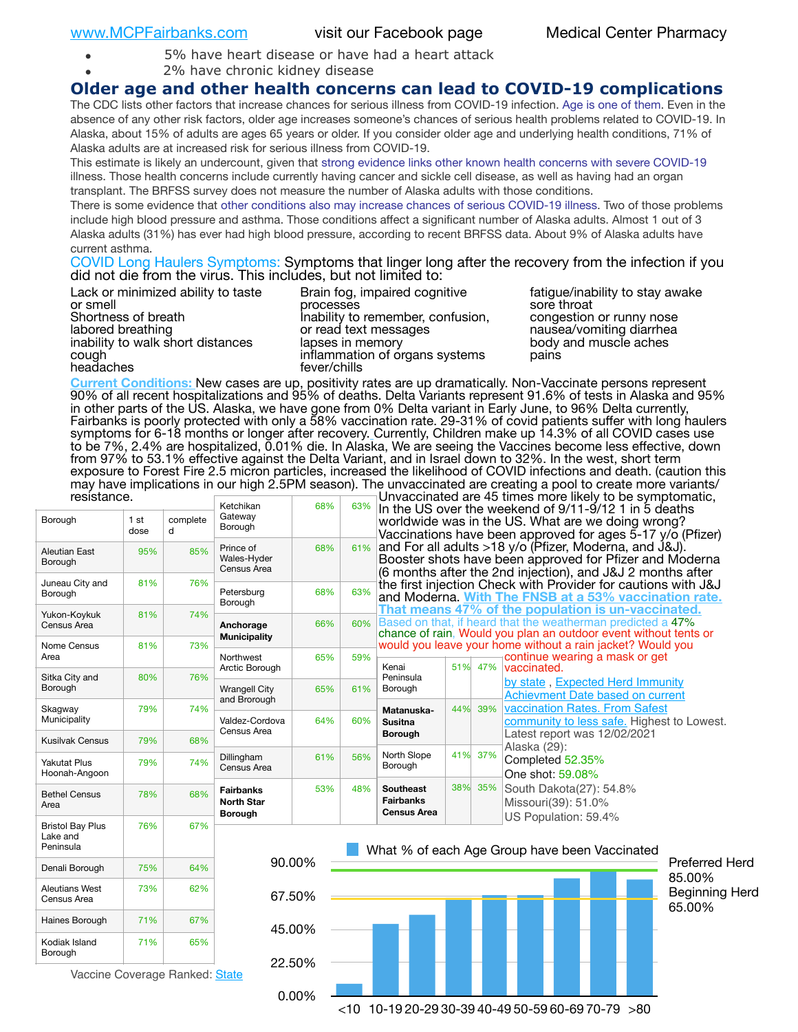www.MCPFairbanks.com visit our Facebook page Medical Center Pharmacy

- 5% have heart disease or have had a heart attack
- 2% have chronic kidney disease

## Older age and other health concerns can lead to COVID-19 complications

The CDC lists other factors that increase chances for serious illness from COVID-19 infection. Age is one of them. Even in the absence of any other risk factors, older age increases someone's chances of serious health problems related to COVID-19. In Alaska, about 15% of adults are ages 65 years or older. If you consider older age and underlying health conditions, 71% of Alaska adults are at increased risk for serious illness from COVID-19.

This estimate is likely an undercount, given that strong evidence links other known health concerns with severe COVID-19 illness. Those health concerns include currently having cancer and sickle cell disease, as well as having had an organ transplant. The BRFSS survey does not measure the number of Alaska adults with those conditions.

There is some evidence that other conditions also may increase chances of serious COVID-19 illness. Two of those problems include high blood pressure and asthma. Those conditions affect a significant number of Alaska adults. Almost 1 out of 3 Alaska adults (31%) has ever had high blood pressure, according to recent BRFSS data. About 9% of Alaska adults have current asthma.

COVID Long Haulers Symptoms: Symptoms that linger long after the recovery from the infection if you did not die from the virus. This includes, but not limited to:

Lack or minimized ability to taste or smell
Shortness of breath
labored breathing
inability to walk short distances
cough
headaches
Brain fog, impaired cognitive processes
Inability to remember, confusion, or read text messages
lapses in memory
inflammation of organs systems
fever/chills
fatigue/inability to stay awake
sore throat
congestion or runny nose
nausea/vomiting diarrhea
body and muscle aches
pains

**Current Conditions:** New cases are up, positivity rates are up dramatically. Non-Vaccinate persons represent 90% of all recent hospitalizations and 95% of deaths. Delta Variants represent 91.6% of tests in Alaska and 95% in other parts of the US. Alaska, we have gone from 0% Delta variant in Early June, to 96% Delta currently, Fairbanks is poorly protected with only a 58% vaccination rate. 29-31% of covid patients suffer with long haulers symptoms for 6-18 months or longer after recovery. Currently, Children make up 14.3% of all COVID cases use to be 7%, 2.4% are hospitalized, 0.01% die. In Alaska, We are seeing the Vaccines become less effective, down from 97% to 53.1% effective against the Delta Variant, and in Israel down to 32%. In the west, short term exposure to Forest Fire 2.5 micron particles, increased the likelihood of COVID infections and death. (caution this may have implications in our high 2.5PM season). The unvaccinated are creating a pool to create more variants/ resistance.

| Borough | 1 st dose | completed |
|---|---|---|
| Aleutian East Borough | 95% | 85% |
| Juneau City and Borough | 81% | 76% |
| Yukon-Koykuk Census Area | 81% | 74% |
| Nome Census Area | 81% | 73% |
| Sitka City and Borough | 80% | 76% |
| Skagway Municipality | 79% | 74% |
| Kusilvak Census | 79% | 68% |
| Yakutat Plus Hoonah-Angoon | 79% | 74% |
| Bethel Census Area | 78% | 68% |
| Bristol Bay Plus Lake and Peninsula | 76% | 67% |
| Denali Borough | 75% | 64% |
| Aleutians West Census Area | 73% | 62% |
| Haines Borough | 71% | 67% |
| Kodiak Island Borough | 71% | 65% |
| Ketchikan Gateway Borough | 68% | 63% |
| Prince of Wales-Hyder Census Area | 68% | 61% |
| Petersburg Borough | 68% | 63% |
| **Anchorage Municipality** | 66% | 60% |
| Northwest Arctic Borough | 65% | 59% |
| Wrangell City and Brorough | 65% | 61% |
| Valdez-Cordova Census Area | 64% | 60% |
| Dillingham Census Area | 61% | 56% |
| **Fairbanks North Star Borough** | 53% | 48% |
| Kenai Peninsula Borough | 51% | 47% |
| **Matanuska-Susitna Borough** | 44% | 39% |
| North Slope Borough | 41% | 37% |
| **Southeast Fairbanks Census Area** | 38% | 35% |

Vaccine Coverage Ranked: State

Unvaccinated are 45 times more likely to be symptomatic, In the US over the weekend of 9/11-9/12 1 in 5 deaths worldwide was in the US. What are we doing wrong? Vaccinations have been approved for ages 5-17 y/o (Pfizer) and For all adults >18 y/o (Pfizer, Moderna, and J&J). Booster shots have been approved for Pfizer and Moderna (6 months after the 2nd injection), and J&J 2 months after the first injection Check with Provider for cautions with J&J and Moderna. **With The FNSB at a 53% vaccination rate. That means 47% of the population is un-vaccinated.** Based on that, if heard that the weatherman predicted a 47% chance of rain, Would you plan an outdoor event without tents or would you leave your home without a rain jacket? Would you continue wearing a mask or get vaccinated.

by state, Expected Herd Immunity Achievment Date based on current vaccination Rates. From Safest community to less safe. Highest to Lowest. Latest report was 12/02/2021
Alaska (29):
Completed 52.35%
One shot: 59.08%
South Dakota(27): 54.8%
Missouri(39): 51.0%
US Population: 59.4%

What % of each Age Group have been Vaccinated
90.00%
67.50%
45.00%
22.50%
0.00%
<10 10-19 20-29 30-39 40-49 50-59 60-69 70-79 >80
Preferred Herd 85.00%
Beginning Herd 65.00%